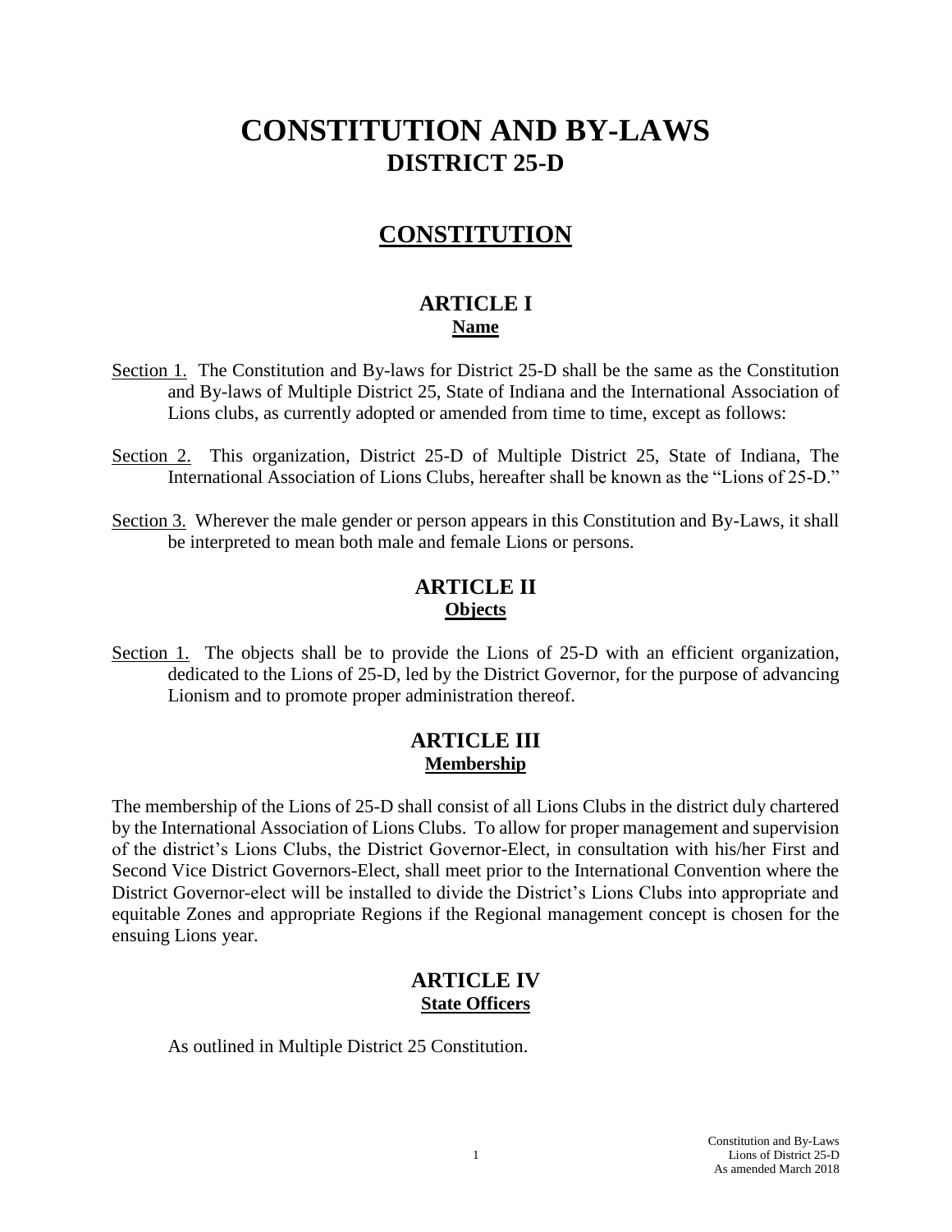# CONSTITUTION AND BY-LAWS
## DISTRICT 25-D

# CONSTITUTION

## ARTICLE I
### Name

Section 1. The Constitution and By-laws for District 25-D shall be the same as the Constitution and By-laws of Multiple District 25, State of Indiana and the International Association of Lions clubs, as currently adopted or amended from time to time, except as follows:

Section 2. This organization, District 25-D of Multiple District 25, State of Indiana, The International Association of Lions Clubs, hereafter shall be known as the "Lions of 25-D."

Section 3. Wherever the male gender or person appears in this Constitution and By-Laws, it shall be interpreted to mean both male and female Lions or persons.

## ARTICLE II
### Objects

Section 1. The objects shall be to provide the Lions of 25-D with an efficient organization, dedicated to the Lions of 25-D, led by the District Governor, for the purpose of advancing Lionism and to promote proper administration thereof.

## ARTICLE III
### Membership

The membership of the Lions of 25-D shall consist of all Lions Clubs in the district duly chartered by the International Association of Lions Clubs. To allow for proper management and supervision of the district's Lions Clubs, the District Governor-Elect, in consultation with his/her First and Second Vice District Governors-Elect, shall meet prior to the International Convention where the District Governor-elect will be installed to divide the District's Lions Clubs into appropriate and equitable Zones and appropriate Regions if the Regional management concept is chosen for the ensuing Lions year.

## ARTICLE IV
### State Officers

As outlined in Multiple District 25 Constitution.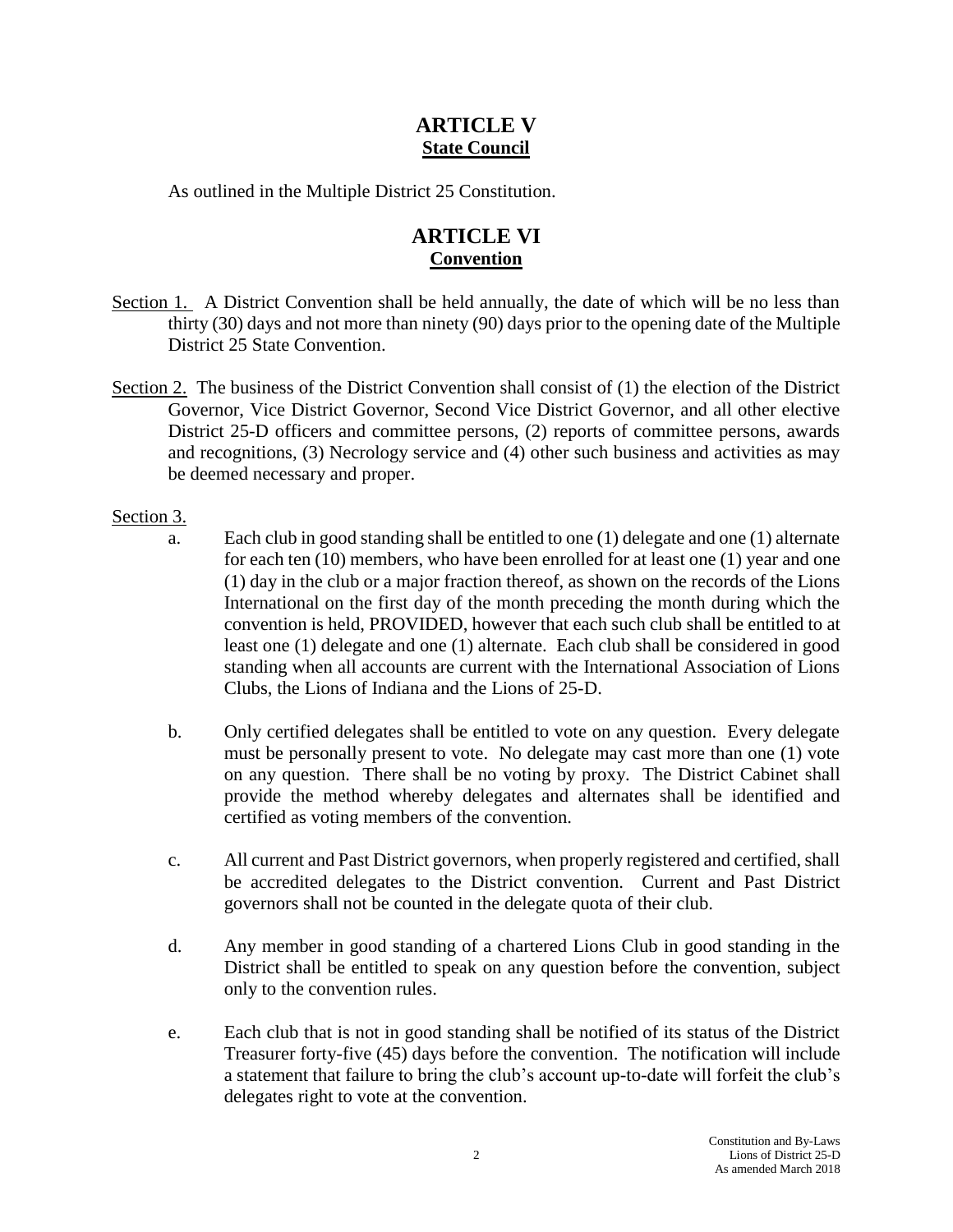# ARTICLE V
## State Council

As outlined in the Multiple District 25 Constitution.

# ARTICLE VI
## Convention

Section 1. A District Convention shall be held annually, the date of which will be no less than thirty (30) days and not more than ninety (90) days prior to the opening date of the Multiple District 25 State Convention.

Section 2. The business of the District Convention shall consist of (1) the election of the District Governor, Vice District Governor, Second Vice District Governor, and all other elective District 25-D officers and committee persons, (2) reports of committee persons, awards and recognitions, (3) Necrology service and (4) other such business and activities as may be deemed necessary and proper.

Section 3.

a. Each club in good standing shall be entitled to one (1) delegate and one (1) alternate for each ten (10) members, who have been enrolled for at least one (1) year and one (1) day in the club or a major fraction thereof, as shown on the records of the Lions International on the first day of the month preceding the month during which the convention is held, PROVIDED, however that each such club shall be entitled to at least one (1) delegate and one (1) alternate. Each club shall be considered in good standing when all accounts are current with the International Association of Lions Clubs, the Lions of Indiana and the Lions of 25-D.

b. Only certified delegates shall be entitled to vote on any question. Every delegate must be personally present to vote. No delegate may cast more than one (1) vote on any question. There shall be no voting by proxy. The District Cabinet shall provide the method whereby delegates and alternates shall be identified and certified as voting members of the convention.

c. All current and Past District governors, when properly registered and certified, shall be accredited delegates to the District convention. Current and Past District governors shall not be counted in the delegate quota of their club.

d. Any member in good standing of a chartered Lions Club in good standing in the District shall be entitled to speak on any question before the convention, subject only to the convention rules.

e. Each club that is not in good standing shall be notified of its status of the District Treasurer forty-five (45) days before the convention. The notification will include a statement that failure to bring the club's account up-to-date will forfeit the club's delegates right to vote at the convention.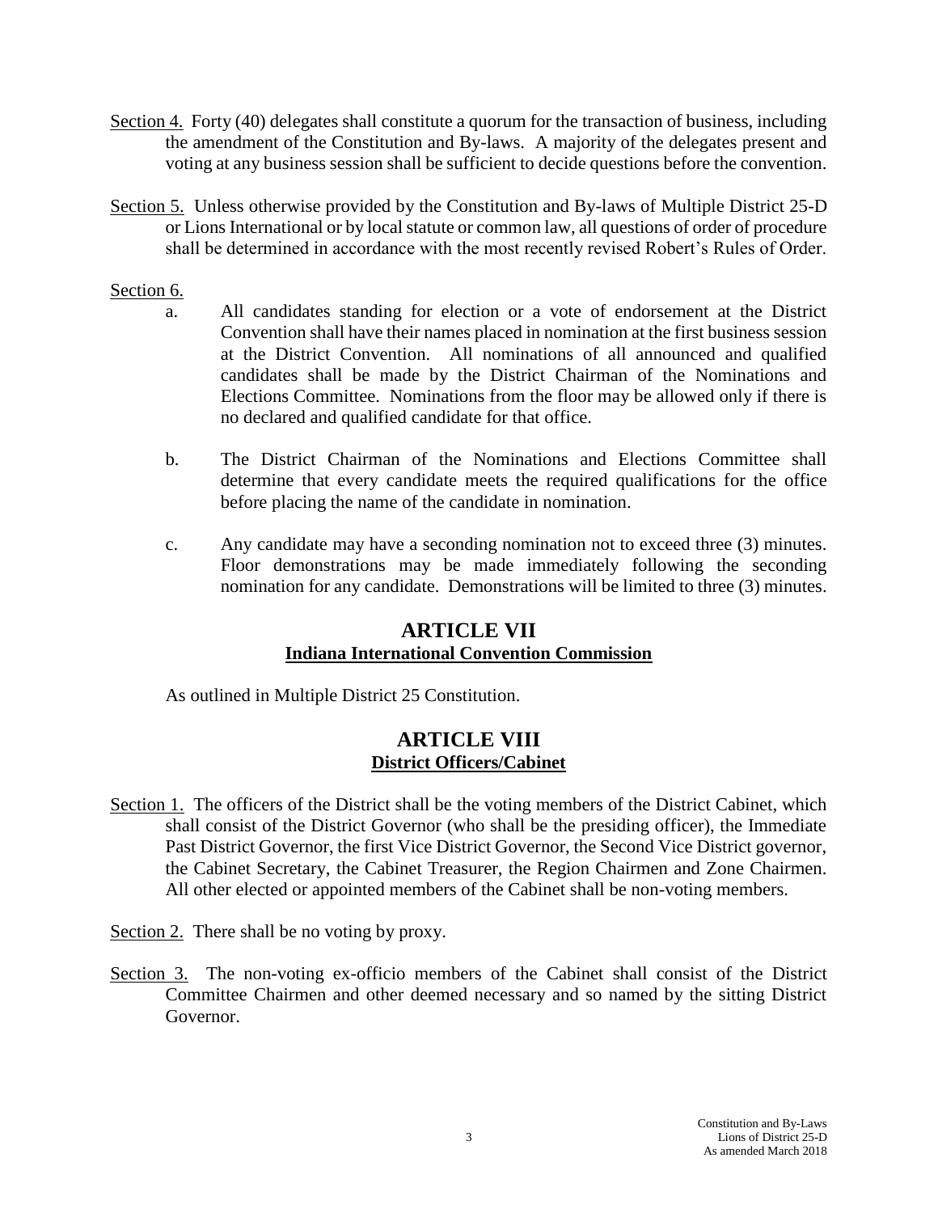Section 4. Forty (40) delegates shall constitute a quorum for the transaction of business, including the amendment of the Constitution and By-laws. A majority of the delegates present and voting at any business session shall be sufficient to decide questions before the convention.

Section 5. Unless otherwise provided by the Constitution and By-laws of Multiple District 25-D or Lions International or by local statute or common law, all questions of order of procedure shall be determined in accordance with the most recently revised Robert's Rules of Order.

Section 6.

a. All candidates standing for election or a vote of endorsement at the District Convention shall have their names placed in nomination at the first business session at the District Convention. All nominations of all announced and qualified candidates shall be made by the District Chairman of the Nominations and Elections Committee. Nominations from the floor may be allowed only if there is no declared and qualified candidate for that office.

b. The District Chairman of the Nominations and Elections Committee shall determine that every candidate meets the required qualifications for the office before placing the name of the candidate in nomination.

c. Any candidate may have a seconding nomination not to exceed three (3) minutes. Floor demonstrations may be made immediately following the seconding nomination for any candidate. Demonstrations will be limited to three (3) minutes.

## ARTICLE VII
### Indiana International Convention Commission

As outlined in Multiple District 25 Constitution.

## ARTICLE VIII
### District Officers/Cabinet

Section 1. The officers of the District shall be the voting members of the District Cabinet, which shall consist of the District Governor (who shall be the presiding officer), the Immediate Past District Governor, the first Vice District Governor, the Second Vice District governor, the Cabinet Secretary, the Cabinet Treasurer, the Region Chairmen and Zone Chairmen. All other elected or appointed members of the Cabinet shall be non-voting members.

Section 2. There shall be no voting by proxy.

Section 3. The non-voting ex-officio members of the Cabinet shall consist of the District Committee Chairmen and other deemed necessary and so named by the sitting District Governor.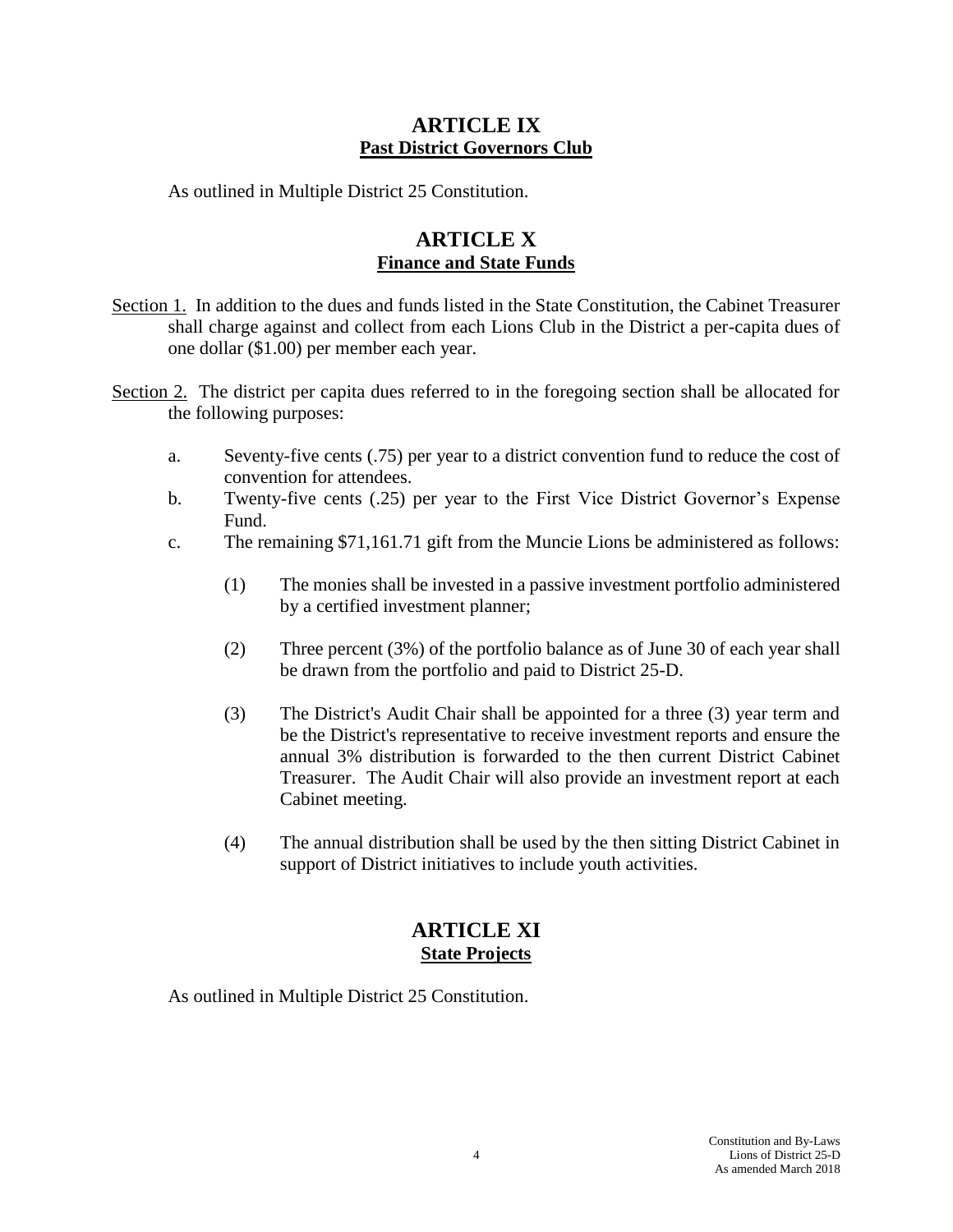## ARTICLE IX
**Past District Governors Club**

As outlined in Multiple District 25 Constitution.

## ARTICLE X
**Finance and State Funds**

Section 1. In addition to the dues and funds listed in the State Constitution, the Cabinet Treasurer shall charge against and collect from each Lions Club in the District a per-capita dues of one dollar ($1.00) per member each year.

Section 2. The district per capita dues referred to in the foregoing section shall be allocated for the following purposes:

a. Seventy-five cents (.75) per year to a district convention fund to reduce the cost of convention for attendees.

b. Twenty-five cents (.25) per year to the First Vice District Governor's Expense Fund.

c. The remaining $71,161.71 gift from the Muncie Lions be administered as follows:

   (1) The monies shall be invested in a passive investment portfolio administered by a certified investment planner;

   (2) Three percent (3%) of the portfolio balance as of June 30 of each year shall be drawn from the portfolio and paid to District 25-D.

   (3) The District's Audit Chair shall be appointed for a three (3) year term and be the District's representative to receive investment reports and ensure the annual 3% distribution is forwarded to the then current District Cabinet Treasurer. The Audit Chair will also provide an investment report at each Cabinet meeting.

   (4) The annual distribution shall be used by the then sitting District Cabinet in support of District initiatives to include youth activities.

## ARTICLE XI
**State Projects**

As outlined in Multiple District 25 Constitution.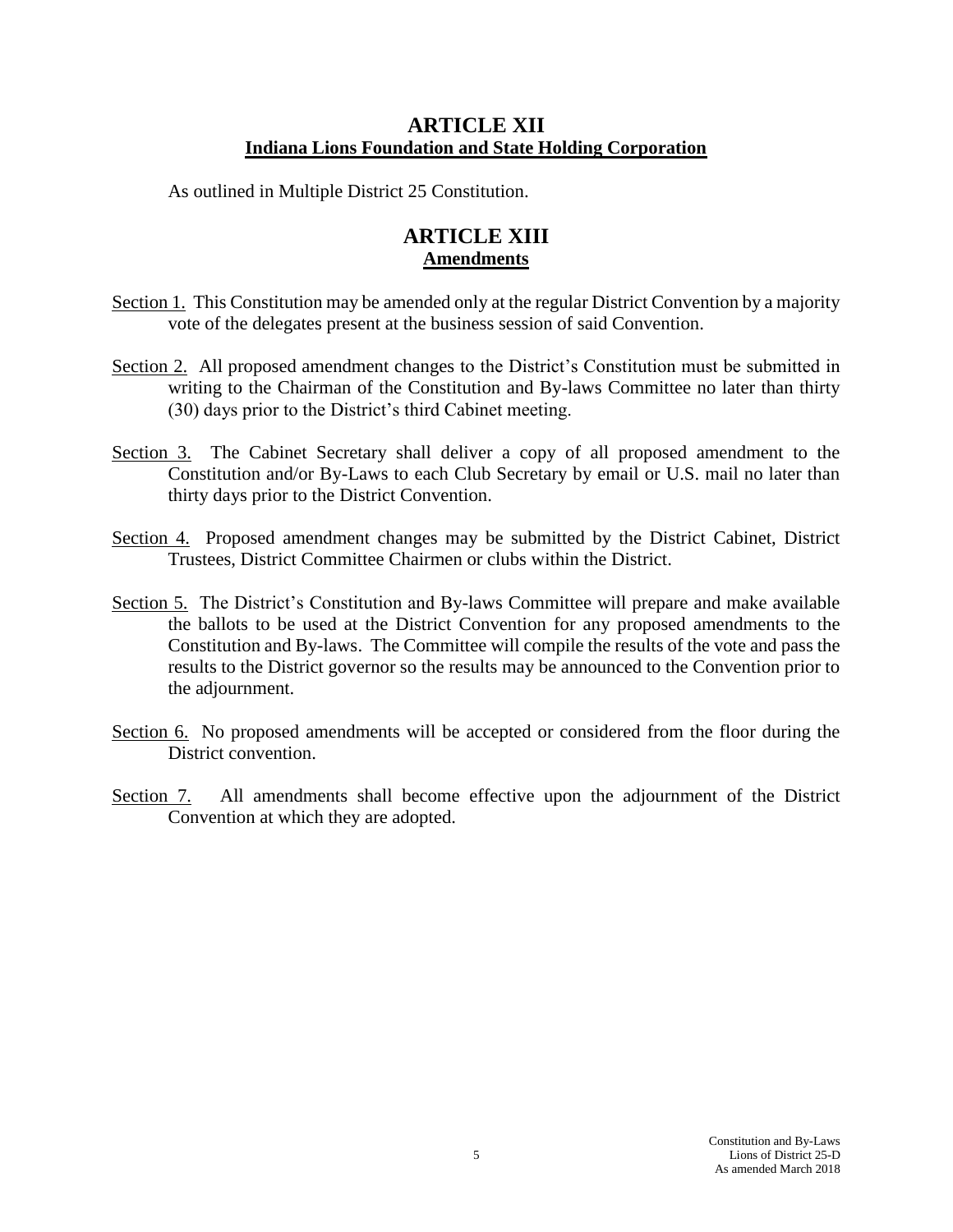## ARTICLE XII
**Indiana Lions Foundation and State Holding Corporation**

As outlined in Multiple District 25 Constitution.

## ARTICLE XIII
**Amendments**

Section 1. This Constitution may be amended only at the regular District Convention by a majority vote of the delegates present at the business session of said Convention.

Section 2. All proposed amendment changes to the District's Constitution must be submitted in writing to the Chairman of the Constitution and By-laws Committee no later than thirty (30) days prior to the District's third Cabinet meeting.

Section 3. The Cabinet Secretary shall deliver a copy of all proposed amendment to the Constitution and/or By-Laws to each Club Secretary by email or U.S. mail no later than thirty days prior to the District Convention.

Section 4. Proposed amendment changes may be submitted by the District Cabinet, District Trustees, District Committee Chairmen or clubs within the District.

Section 5. The District's Constitution and By-laws Committee will prepare and make available the ballots to be used at the District Convention for any proposed amendments to the Constitution and By-laws. The Committee will compile the results of the vote and pass the results to the District governor so the results may be announced to the Convention prior to the adjournment.

Section 6. No proposed amendments will be accepted or considered from the floor during the District convention.

Section 7. All amendments shall become effective upon the adjournment of the District Convention at which they are adopted.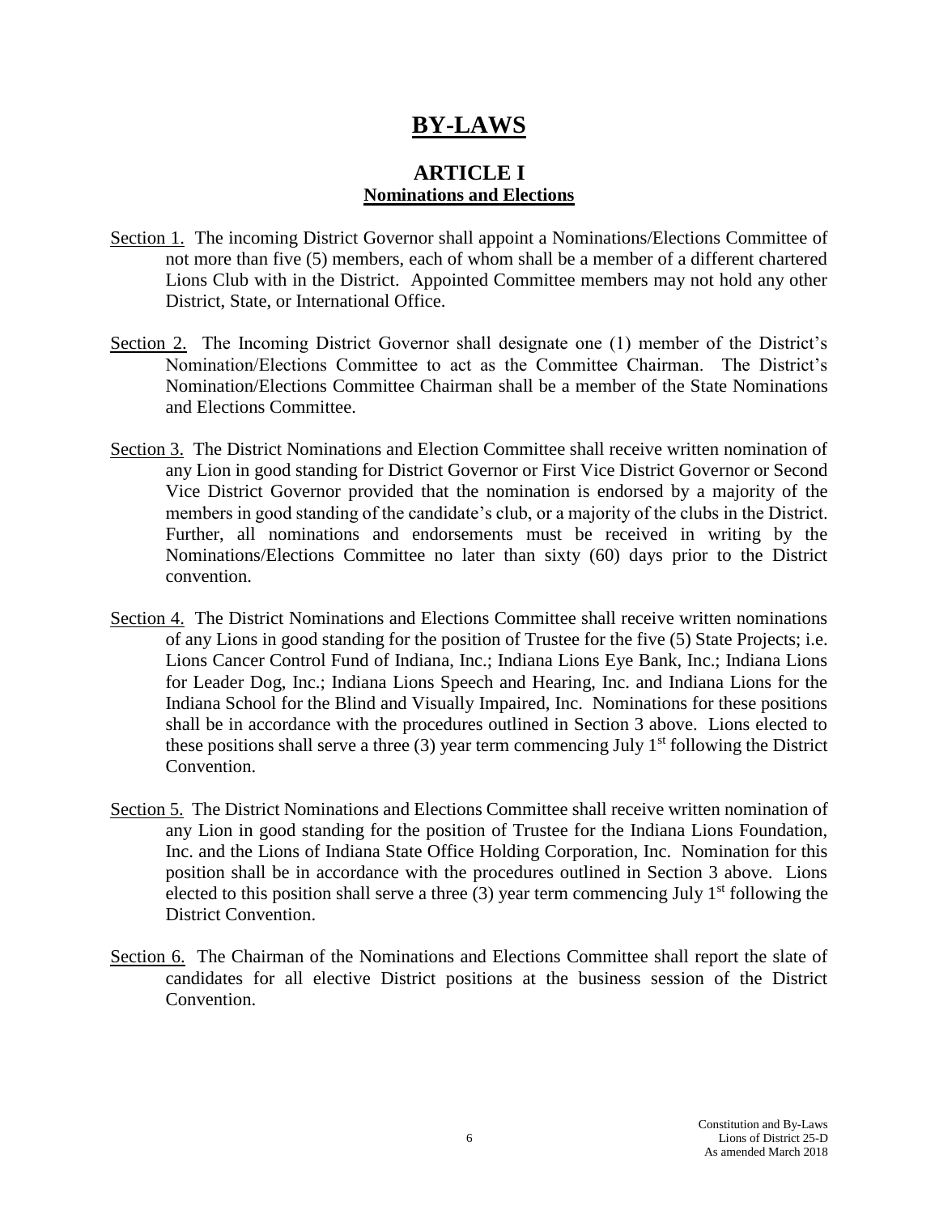# BY-LAWS

## ARTICLE I
### Nominations and Elections

Section 1. The incoming District Governor shall appoint a Nominations/Elections Committee of not more than five (5) members, each of whom shall be a member of a different chartered Lions Club with in the District. Appointed Committee members may not hold any other District, State, or International Office.

Section 2. The Incoming District Governor shall designate one (1) member of the District's Nomination/Elections Committee to act as the Committee Chairman. The District's Nomination/Elections Committee Chairman shall be a member of the State Nominations and Elections Committee.

Section 3. The District Nominations and Election Committee shall receive written nomination of any Lion in good standing for District Governor or First Vice District Governor or Second Vice District Governor provided that the nomination is endorsed by a majority of the members in good standing of the candidate's club, or a majority of the clubs in the District. Further, all nominations and endorsements must be received in writing by the Nominations/Elections Committee no later than sixty (60) days prior to the District convention.

Section 4. The District Nominations and Elections Committee shall receive written nominations of any Lions in good standing for the position of Trustee for the five (5) State Projects; i.e. Lions Cancer Control Fund of Indiana, Inc.; Indiana Lions Eye Bank, Inc.; Indiana Lions for Leader Dog, Inc.; Indiana Lions Speech and Hearing, Inc. and Indiana Lions for the Indiana School for the Blind and Visually Impaired, Inc. Nominations for these positions shall be in accordance with the procedures outlined in Section 3 above. Lions elected to these positions shall serve a three (3) year term commencing July 1st following the District Convention.

Section 5. The District Nominations and Elections Committee shall receive written nomination of any Lion in good standing for the position of Trustee for the Indiana Lions Foundation, Inc. and the Lions of Indiana State Office Holding Corporation, Inc. Nomination for this position shall be in accordance with the procedures outlined in Section 3 above. Lions elected to this position shall serve a three (3) year term commencing July 1st following the District Convention.

Section 6. The Chairman of the Nominations and Elections Committee shall report the slate of candidates for all elective District positions at the business session of the District Convention.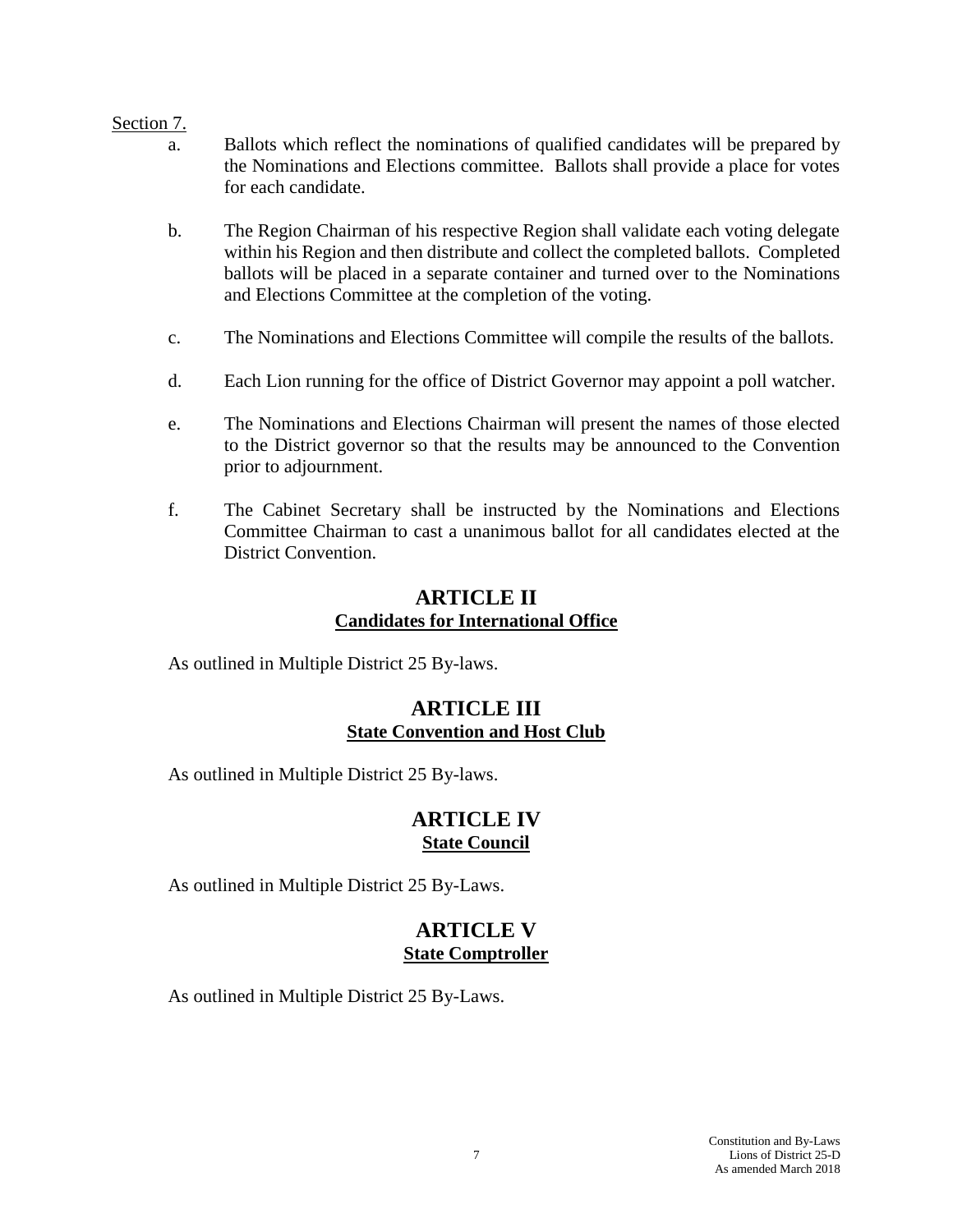<u>Section 7.</u>

a. Ballots which reflect the nominations of qualified candidates will be prepared by the Nominations and Elections committee. Ballots shall provide a place for votes for each candidate.

b. The Region Chairman of his respective Region shall validate each voting delegate within his Region and then distribute and collect the completed ballots. Completed ballots will be placed in a separate container and turned over to the Nominations and Elections Committee at the completion of the voting.

c. The Nominations and Elections Committee will compile the results of the ballots.

d. Each Lion running for the office of District Governor may appoint a poll watcher.

e. The Nominations and Elections Chairman will present the names of those elected to the District governor so that the results may be announced to the Convention prior to adjournment.

f. The Cabinet Secretary shall be instructed by the Nominations and Elections Committee Chairman to cast a unanimous ballot for all candidates elected at the District Convention.

## ARTICLE II
**<u>Candidates for International Office</u>**

As outlined in Multiple District 25 By-laws.

## ARTICLE III
**<u>State Convention and Host Club</u>**

As outlined in Multiple District 25 By-laws.

## ARTICLE IV
**<u>State Council</u>**

As outlined in Multiple District 25 By-Laws.

## ARTICLE V
**<u>State Comptroller</u>**

As outlined in Multiple District 25 By-Laws.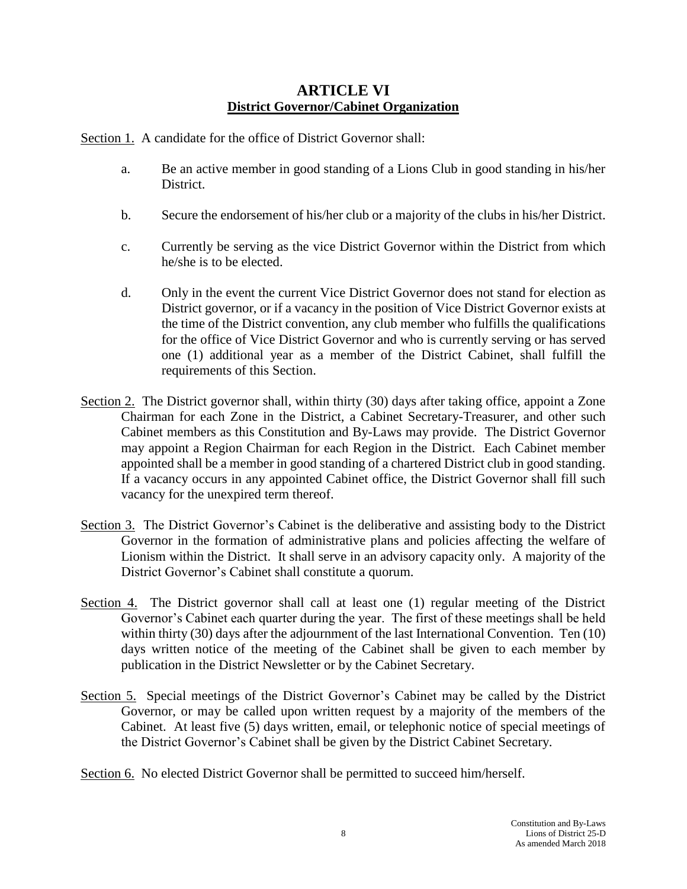# ARTICLE VI

## District Governor/Cabinet Organization

Section 1. A candidate for the office of District Governor shall:

a. Be an active member in good standing of a Lions Club in good standing in his/her District.

b. Secure the endorsement of his/her club or a majority of the clubs in his/her District.

c. Currently be serving as the vice District Governor within the District from which he/she is to be elected.

d. Only in the event the current Vice District Governor does not stand for election as District governor, or if a vacancy in the position of Vice District Governor exists at the time of the District convention, any club member who fulfills the qualifications for the office of Vice District Governor and who is currently serving or has served one (1) additional year as a member of the District Cabinet, shall fulfill the requirements of this Section.

Section 2. The District governor shall, within thirty (30) days after taking office, appoint a Zone Chairman for each Zone in the District, a Cabinet Secretary-Treasurer, and other such Cabinet members as this Constitution and By-Laws may provide. The District Governor may appoint a Region Chairman for each Region in the District. Each Cabinet member appointed shall be a member in good standing of a chartered District club in good standing. If a vacancy occurs in any appointed Cabinet office, the District Governor shall fill such vacancy for the unexpired term thereof.

Section 3. The District Governor's Cabinet is the deliberative and assisting body to the District Governor in the formation of administrative plans and policies affecting the welfare of Lionism within the District. It shall serve in an advisory capacity only. A majority of the District Governor's Cabinet shall constitute a quorum.

Section 4. The District governor shall call at least one (1) regular meeting of the District Governor's Cabinet each quarter during the year. The first of these meetings shall be held within thirty (30) days after the adjournment of the last International Convention. Ten (10) days written notice of the meeting of the Cabinet shall be given to each member by publication in the District Newsletter or by the Cabinet Secretary.

Section 5. Special meetings of the District Governor's Cabinet may be called by the District Governor, or may be called upon written request by a majority of the members of the Cabinet. At least five (5) days written, email, or telephonic notice of special meetings of the District Governor's Cabinet shall be given by the District Cabinet Secretary.

Section 6. No elected District Governor shall be permitted to succeed him/herself.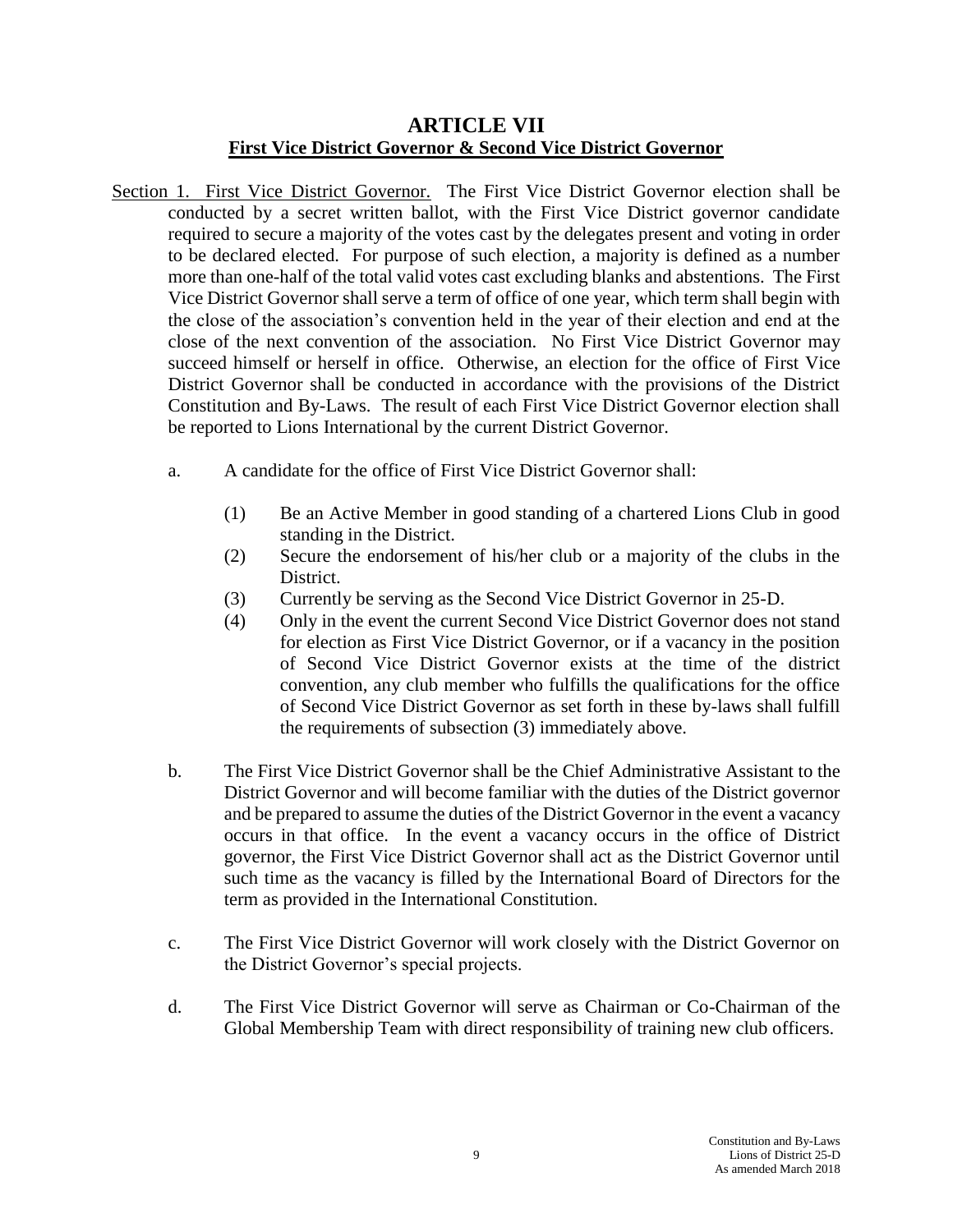# ARTICLE VII

## First Vice District Governor & Second Vice District Governor

Section 1. First Vice District Governor. The First Vice District Governor election shall be conducted by a secret written ballot, with the First Vice District governor candidate required to secure a majority of the votes cast by the delegates present and voting in order to be declared elected. For purpose of such election, a majority is defined as a number more than one-half of the total valid votes cast excluding blanks and abstentions. The First Vice District Governor shall serve a term of office of one year, which term shall begin with the close of the association's convention held in the year of their election and end at the close of the next convention of the association. No First Vice District Governor may succeed himself or herself in office. Otherwise, an election for the office of First Vice District Governor shall be conducted in accordance with the provisions of the District Constitution and By-Laws. The result of each First Vice District Governor election shall be reported to Lions International by the current District Governor.

a. A candidate for the office of First Vice District Governor shall:

   (1) Be an Active Member in good standing of a chartered Lions Club in good standing in the District.
   
   (2) Secure the endorsement of his/her club or a majority of the clubs in the District.
   
   (3) Currently be serving as the Second Vice District Governor in 25-D.
   
   (4) Only in the event the current Second Vice District Governor does not stand for election as First Vice District Governor, or if a vacancy in the position of Second Vice District Governor exists at the time of the district convention, any club member who fulfills the qualifications for the office of Second Vice District Governor as set forth in these by-laws shall fulfill the requirements of subsection (3) immediately above.

b. The First Vice District Governor shall be the Chief Administrative Assistant to the District Governor and will become familiar with the duties of the District governor and be prepared to assume the duties of the District Governor in the event a vacancy occurs in that office. In the event a vacancy occurs in the office of District governor, the First Vice District Governor shall act as the District Governor until such time as the vacancy is filled by the International Board of Directors for the term as provided in the International Constitution.

c. The First Vice District Governor will work closely with the District Governor on the District Governor's special projects.

d. The First Vice District Governor will serve as Chairman or Co-Chairman of the Global Membership Team with direct responsibility of training new club officers.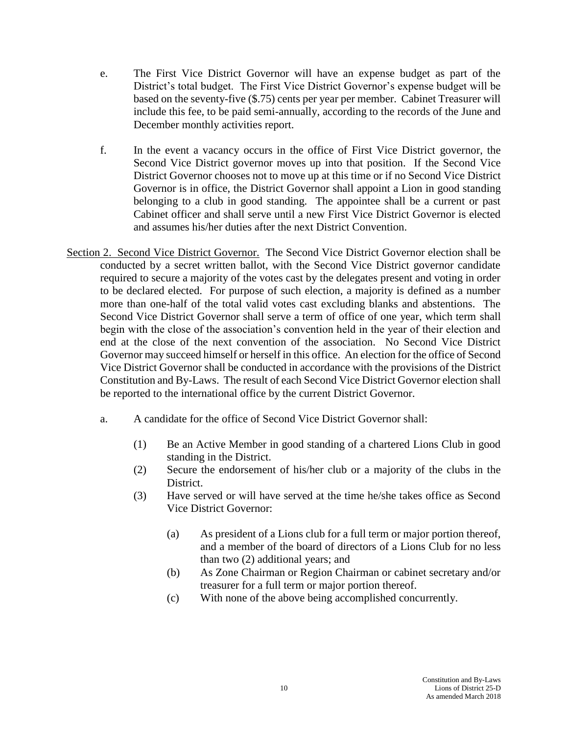e. The First Vice District Governor will have an expense budget as part of the District's total budget. The First Vice District Governor's expense budget will be based on the seventy-five ($.75) cents per year per member. Cabinet Treasurer will include this fee, to be paid semi-annually, according to the records of the June and December monthly activities report.

f. In the event a vacancy occurs in the office of First Vice District governor, the Second Vice District governor moves up into that position. If the Second Vice District Governor chooses not to move up at this time or if no Second Vice District Governor is in office, the District Governor shall appoint a Lion in good standing belonging to a club in good standing. The appointee shall be a current or past Cabinet officer and shall serve until a new First Vice District Governor is elected and assumes his/her duties after the next District Convention.

<u>Section 2. Second Vice District Governor.</u> The Second Vice District Governor election shall be conducted by a secret written ballot, with the Second Vice District governor candidate required to secure a majority of the votes cast by the delegates present and voting in order to be declared elected. For purpose of such election, a majority is defined as a number more than one-half of the total valid votes cast excluding blanks and abstentions. The Second Vice District Governor shall serve a term of office of one year, which term shall begin with the close of the association's convention held in the year of their election and end at the close of the next convention of the association. No Second Vice District Governor may succeed himself or herself in this office. An election for the office of Second Vice District Governor shall be conducted in accordance with the provisions of the District Constitution and By-Laws. The result of each Second Vice District Governor election shall be reported to the international office by the current District Governor.

a. A candidate for the office of Second Vice District Governor shall:

(1) Be an Active Member in good standing of a chartered Lions Club in good standing in the District.

(2) Secure the endorsement of his/her club or a majority of the clubs in the District.

(3) Have served or will have served at the time he/she takes office as Second Vice District Governor:

(a) As president of a Lions club for a full term or major portion thereof, and a member of the board of directors of a Lions Club for no less than two (2) additional years; and

(b) As Zone Chairman or Region Chairman or cabinet secretary and/or treasurer for a full term or major portion thereof.

(c) With none of the above being accomplished concurrently.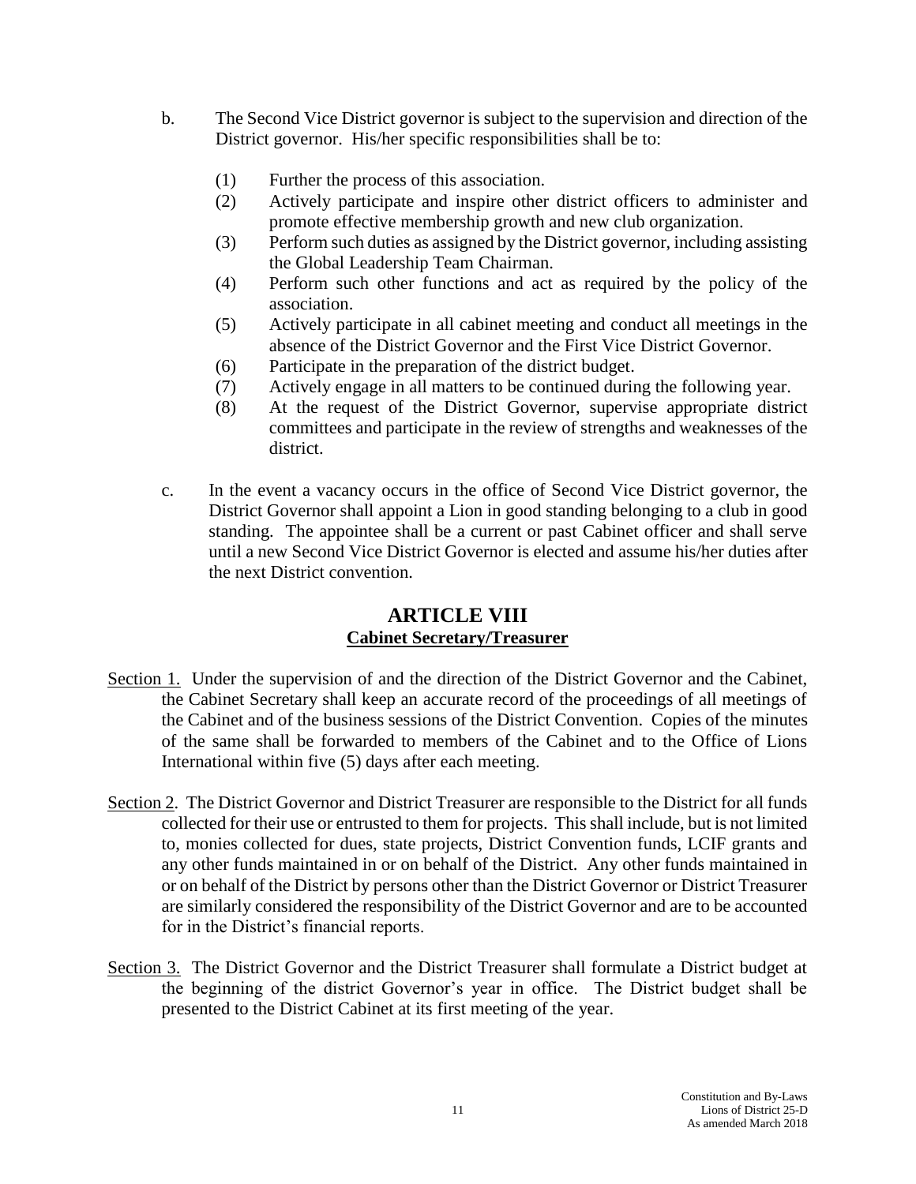b. The Second Vice District governor is subject to the supervision and direction of the District governor. His/her specific responsibilities shall be to:

   (1) Further the process of this association.
   (2) Actively participate and inspire other district officers to administer and promote effective membership growth and new club organization.
   (3) Perform such duties as assigned by the District governor, including assisting the Global Leadership Team Chairman.
   (4) Perform such other functions and act as required by the policy of the association.
   (5) Actively participate in all cabinet meeting and conduct all meetings in the absence of the District Governor and the First Vice District Governor.
   (6) Participate in the preparation of the district budget.
   (7) Actively engage in all matters to be continued during the following year.
   (8) At the request of the District Governor, supervise appropriate district committees and participate in the review of strengths and weaknesses of the district.

c. In the event a vacancy occurs in the office of Second Vice District governor, the District Governor shall appoint a Lion in good standing belonging to a club in good standing. The appointee shall be a current or past Cabinet officer and shall serve until a new Second Vice District Governor is elected and assume his/her duties after the next District convention.

## ARTICLE VIII
### Cabinet Secretary/Treasurer

Section 1. Under the supervision of and the direction of the District Governor and the Cabinet, the Cabinet Secretary shall keep an accurate record of the proceedings of all meetings of the Cabinet and of the business sessions of the District Convention. Copies of the minutes of the same shall be forwarded to members of the Cabinet and to the Office of Lions International within five (5) days after each meeting.

Section 2. The District Governor and District Treasurer are responsible to the District for all funds collected for their use or entrusted to them for projects. This shall include, but is not limited to, monies collected for dues, state projects, District Convention funds, LCIF grants and any other funds maintained in or on behalf of the District. Any other funds maintained in or on behalf of the District by persons other than the District Governor or District Treasurer are similarly considered the responsibility of the District Governor and are to be accounted for in the District's financial reports.

Section 3. The District Governor and the District Treasurer shall formulate a District budget at the beginning of the district Governor's year in office. The District budget shall be presented to the District Cabinet at its first meeting of the year.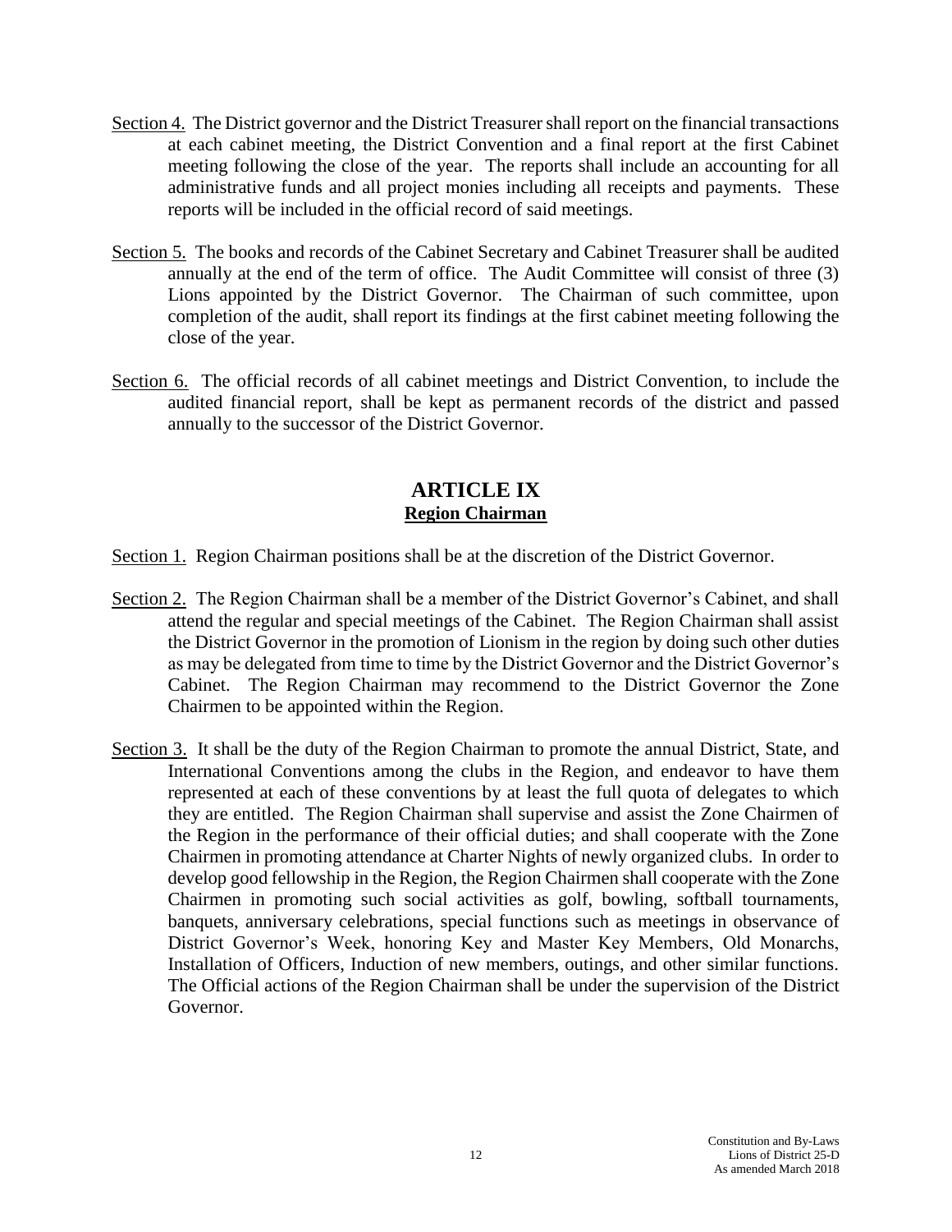<u>Section 4.</u> The District governor and the District Treasurer shall report on the financial transactions at each cabinet meeting, the District Convention and a final report at the first Cabinet meeting following the close of the year. The reports shall include an accounting for all administrative funds and all project monies including all receipts and payments. These reports will be included in the official record of said meetings.

<u>Section 5.</u> The books and records of the Cabinet Secretary and Cabinet Treasurer shall be audited annually at the end of the term of office. The Audit Committee will consist of three (3) Lions appointed by the District Governor. The Chairman of such committee, upon completion of the audit, shall report its findings at the first cabinet meeting following the close of the year.

<u>Section 6.</u> The official records of all cabinet meetings and District Convention, to include the audited financial report, shall be kept as permanent records of the district and passed annually to the successor of the District Governor.

## ARTICLE IX
### <u>Region Chairman</u>

<u>Section 1.</u> Region Chairman positions shall be at the discretion of the District Governor.

<u>Section 2.</u> The Region Chairman shall be a member of the District Governor's Cabinet, and shall attend the regular and special meetings of the Cabinet. The Region Chairman shall assist the District Governor in the promotion of Lionism in the region by doing such other duties as may be delegated from time to time by the District Governor and the District Governor's Cabinet. The Region Chairman may recommend to the District Governor the Zone Chairmen to be appointed within the Region.

<u>Section 3.</u> It shall be the duty of the Region Chairman to promote the annual District, State, and International Conventions among the clubs in the Region, and endeavor to have them represented at each of these conventions by at least the full quota of delegates to which they are entitled. The Region Chairman shall supervise and assist the Zone Chairmen of the Region in the performance of their official duties; and shall cooperate with the Zone Chairmen in promoting attendance at Charter Nights of newly organized clubs. In order to develop good fellowship in the Region, the Region Chairmen shall cooperate with the Zone Chairmen in promoting such social activities as golf, bowling, softball tournaments, banquets, anniversary celebrations, special functions such as meetings in observance of District Governor's Week, honoring Key and Master Key Members, Old Monarchs, Installation of Officers, Induction of new members, outings, and other similar functions. The Official actions of the Region Chairman shall be under the supervision of the District Governor.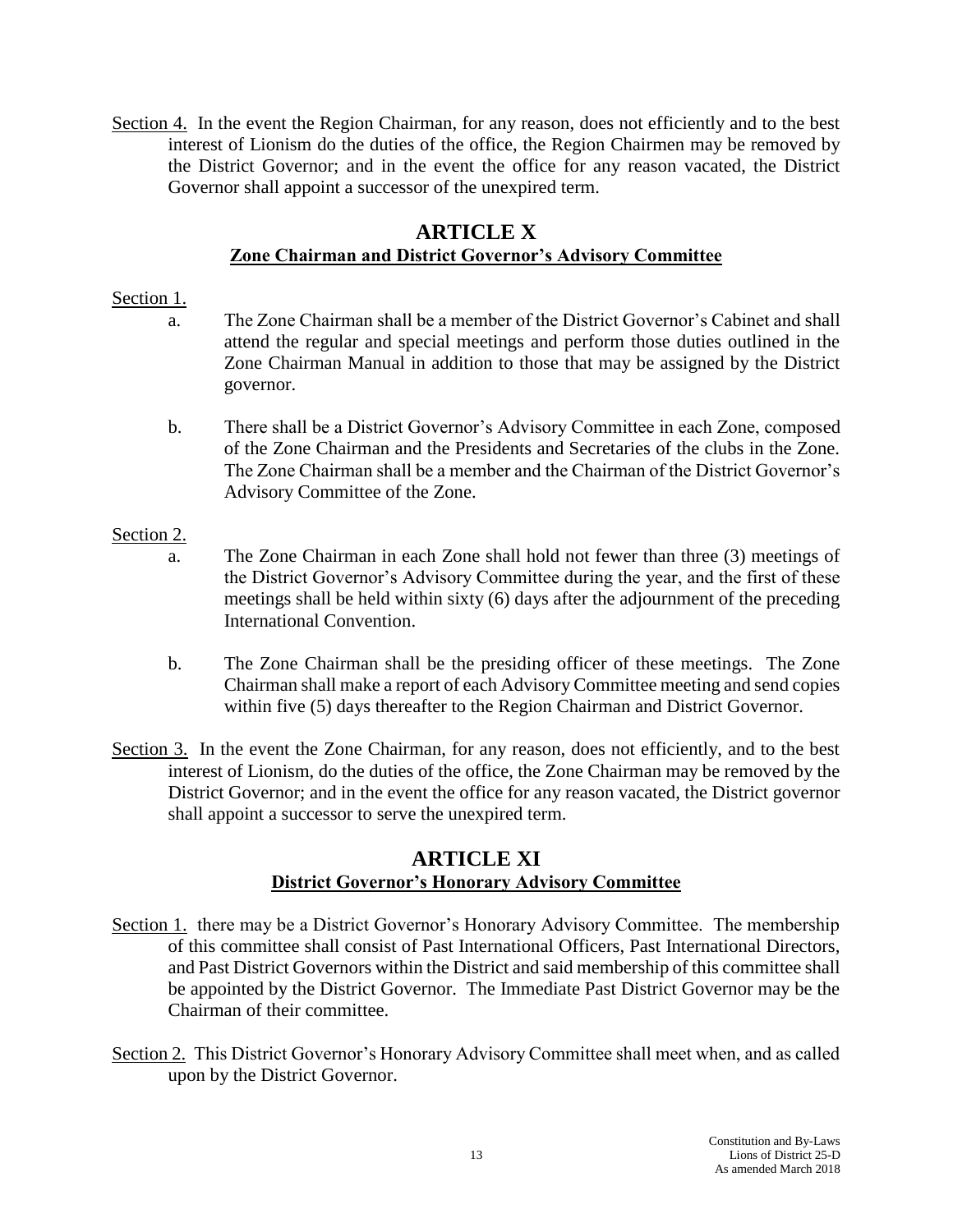Section 4. In the event the Region Chairman, for any reason, does not efficiently and to the best interest of Lionism do the duties of the office, the Region Chairmen may be removed by the District Governor; and in the event the office for any reason vacated, the District Governor shall appoint a successor of the unexpired term.

## ARTICLE X
### Zone Chairman and District Governor's Advisory Committee

Section 1.

a. The Zone Chairman shall be a member of the District Governor's Cabinet and shall attend the regular and special meetings and perform those duties outlined in the Zone Chairman Manual in addition to those that may be assigned by the District governor.

b. There shall be a District Governor's Advisory Committee in each Zone, composed of the Zone Chairman and the Presidents and Secretaries of the clubs in the Zone. The Zone Chairman shall be a member and the Chairman of the District Governor's Advisory Committee of the Zone.

Section 2.

a. The Zone Chairman in each Zone shall hold not fewer than three (3) meetings of the District Governor's Advisory Committee during the year, and the first of these meetings shall be held within sixty (6) days after the adjournment of the preceding International Convention.

b. The Zone Chairman shall be the presiding officer of these meetings. The Zone Chairman shall make a report of each Advisory Committee meeting and send copies within five (5) days thereafter to the Region Chairman and District Governor.

Section 3. In the event the Zone Chairman, for any reason, does not efficiently, and to the best interest of Lionism, do the duties of the office, the Zone Chairman may be removed by the District Governor; and in the event the office for any reason vacated, the District governor shall appoint a successor to serve the unexpired term.

## ARTICLE XI
### District Governor's Honorary Advisory Committee

Section 1. there may be a District Governor's Honorary Advisory Committee. The membership of this committee shall consist of Past International Officers, Past International Directors, and Past District Governors within the District and said membership of this committee shall be appointed by the District Governor. The Immediate Past District Governor may be the Chairman of their committee.

Section 2. This District Governor's Honorary Advisory Committee shall meet when, and as called upon by the District Governor.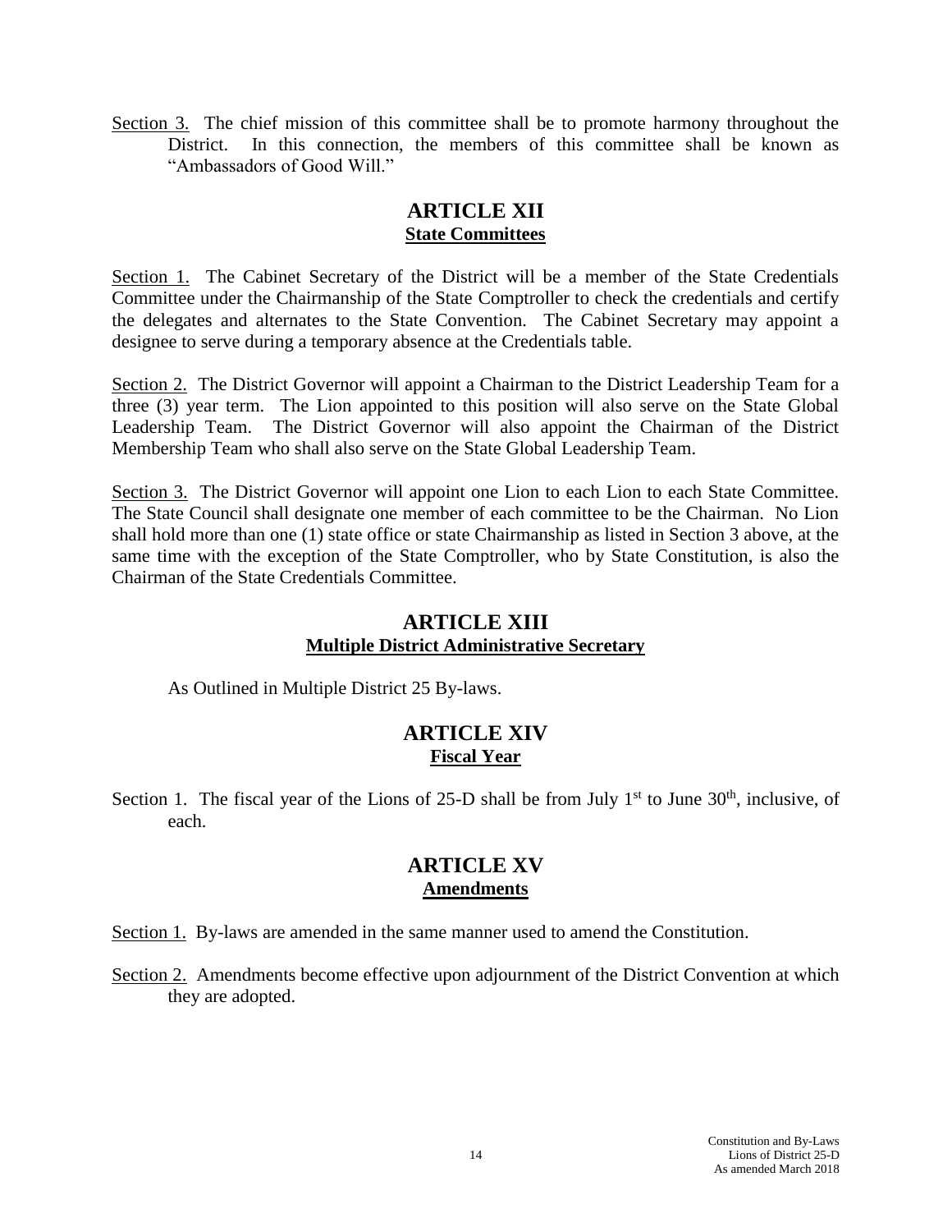Section 3. The chief mission of this committee shall be to promote harmony throughout the District. In this connection, the members of this committee shall be known as "Ambassadors of Good Will."

## ARTICLE XII
### State Committees

Section 1. The Cabinet Secretary of the District will be a member of the State Credentials Committee under the Chairmanship of the State Comptroller to check the credentials and certify the delegates and alternates to the State Convention. The Cabinet Secretary may appoint a designee to serve during a temporary absence at the Credentials table.

Section 2. The District Governor will appoint a Chairman to the District Leadership Team for a three (3) year term. The Lion appointed to this position will also serve on the State Global Leadership Team. The District Governor will also appoint the Chairman of the District Membership Team who shall also serve on the State Global Leadership Team.

Section 3. The District Governor will appoint one Lion to each Lion to each State Committee. The State Council shall designate one member of each committee to be the Chairman. No Lion shall hold more than one (1) state office or state Chairmanship as listed in Section 3 above, at the same time with the exception of the State Comptroller, who by State Constitution, is also the Chairman of the State Credentials Committee.

## ARTICLE XIII
### Multiple District Administrative Secretary

As Outlined in Multiple District 25 By-laws.

## ARTICLE XIV
### Fiscal Year

Section 1. The fiscal year of the Lions of 25-D shall be from July 1st to June 30th, inclusive, of each.

## ARTICLE XV
### Amendments

Section 1. By-laws are amended in the same manner used to amend the Constitution.

Section 2. Amendments become effective upon adjournment of the District Convention at which they are adopted.